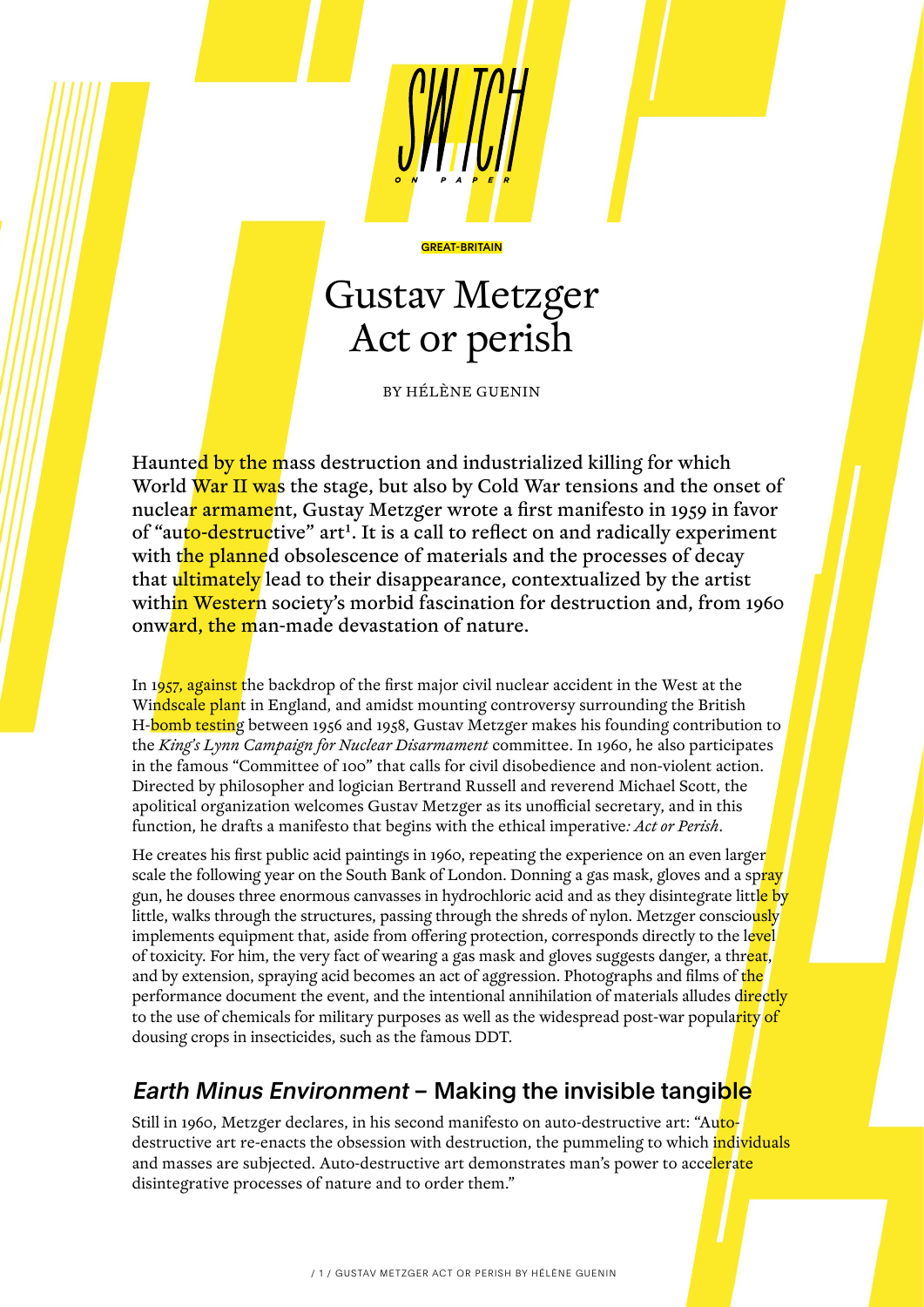GREAT-BRITAIN

# Gustav Metzger
# Act or perish

BY HÉLÈNE GUENIN

**Haunted by the mass destruction and industrialized killing for which World War II was the stage, but also by Cold War tensions and the onset of nuclear armament, Gustay Metzger wrote a first manifesto in 1959 in favor of "auto-destructive" art[1]. It is a call to reflect on and radically experiment with the planned obsolescence of materials and the processes of decay that ultimately lead to their disappearance, contextualized by the artist within Western society's morbid fascination for destruction and, from 1960 onward, the man-made devastation of nature.**

In 1957, against the backdrop of the first major civil nuclear accident in the West at the Windscale plant in England, and amidst mounting controversy surrounding the British H-bomb testing between 1956 and 1958, Gustav Metzger makes his founding contribution to the *King's Lynn Campaign for Nuclear Disarmament* committee. In 1960, he also participates in the famous "Committee of 100" that calls for civil disobedience and non-violent action. Directed by philosopher and logician Bertrand Russell and reverend Michael Scott, the apolitical organization welcomes Gustav Metzger as its unofficial secretary, and in this function, he drafts a manifesto that begins with the ethical imperative*: Act or Perish*.

He creates his first public acid paintings in 1960, repeating the experience on an even larger scale the following year on the South Bank of London. Donning a gas mask, gloves and a spray gun, he douses three enormous canvasses in hydrochloric acid and as they disintegrate little by little, walks through the structures, passing through the shreds of nylon. Metzger consciously implements equipment that, aside from offering protection, corresponds directly to the level of toxicity. For him, the very fact of wearing a gas mask and gloves suggests danger, a threat, and by extension, spraying acid becomes an act of aggression. Photographs and films of the performance document the event, and the intentional annihilation of materials alludes directly to the use of chemicals for military purposes as well as the widespread post-war popularity of dousing crops in insecticides, such as the famous DDT.

## *Earth Minus Environment* – Making the invisible tangible

Still in 1960, Metzger declares, in his second manifesto on auto-destructive art: "Auto-destructive art re-enacts the obsession with destruction, the pummeling to which individuals and masses are subjected. Auto-destructive art demonstrates man's power to accelerate disintegrative processes of nature and to order them."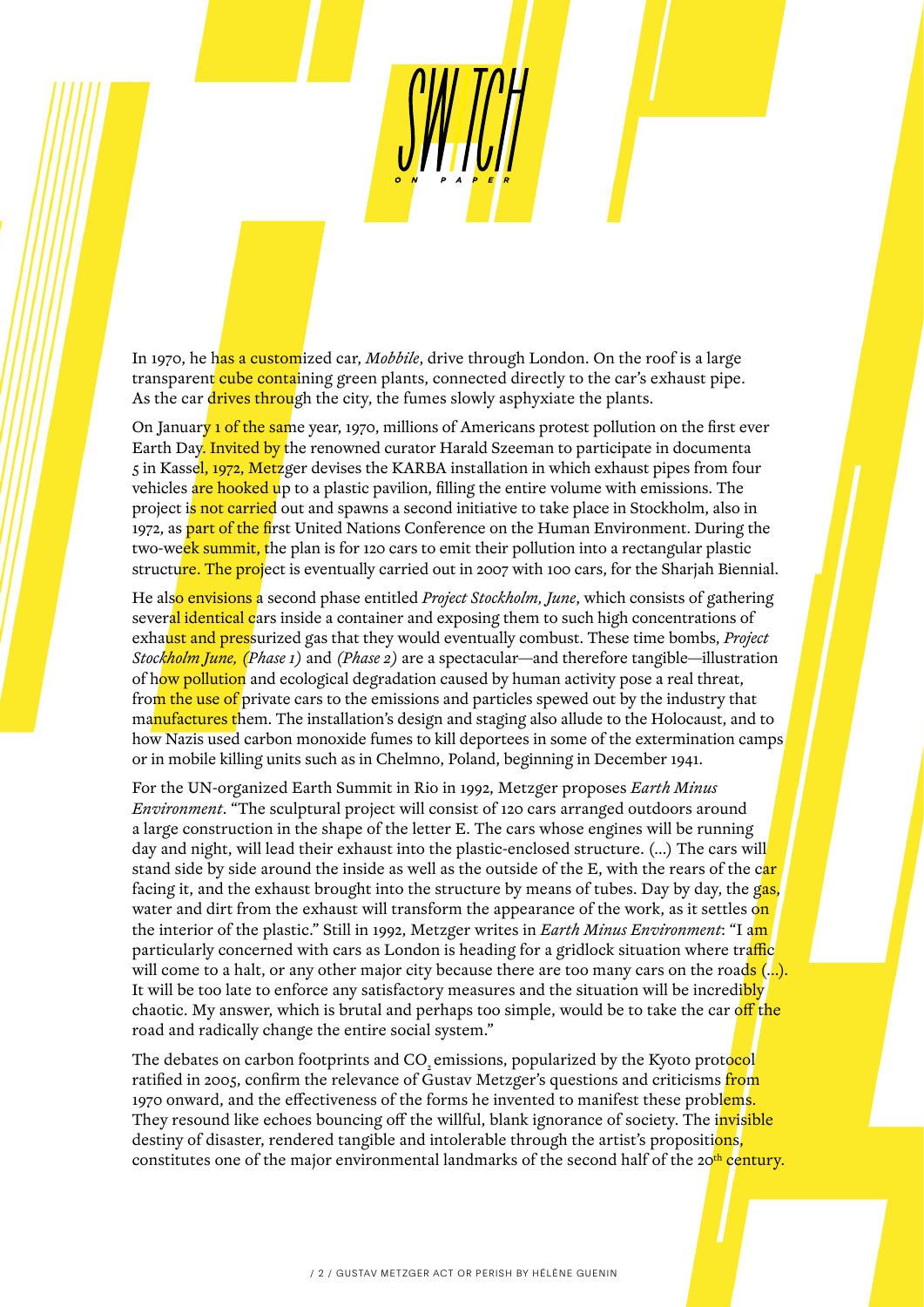In 1970, he has a customized car, *Mobbile*, drive through London. On the roof is a large transparent cube containing green plants, connected directly to the car's exhaust pipe. As the car drives through the city, the fumes slowly asphyxiate the plants.

On January 1 of the same year, 1970, millions of Americans protest pollution on the first ever Earth Day. Invited by the renowned curator Harald Szeeman to participate in documenta 5 in Kassel, 1972, Metzger devises the KARBA installation in which exhaust pipes from four vehicles are hooked up to a plastic pavilion, filling the entire volume with emissions. The project is not carried out and spawns a second initiative to take place in Stockholm, also in 1972, as part of the first United Nations Conference on the Human Environment. During the two-week summit, the plan is for 120 cars to emit their pollution into a rectangular plastic structure. The project is eventually carried out in 2007 with 100 cars, for the Sharjah Biennial.

He also envisions a second phase entitled *Project Stockholm, June*, which consists of gathering several identical cars inside a container and exposing them to such high concentrations of exhaust and pressurized gas that they would eventually combust. These time bombs, *Project Stockholm June, (Phase 1)* and *(Phase 2)* are a spectacular—and therefore tangible—illustration of how pollution and ecological degradation caused by human activity pose a real threat, from the use of private cars to the emissions and particles spewed out by the industry that manufactures them. The installation's design and staging also allude to the Holocaust, and to how Nazis used carbon monoxide fumes to kill deportees in some of the extermination camps or in mobile killing units such as in Chelmno, Poland, beginning in December 1941.

For the UN-organized Earth Summit in Rio in 1992, Metzger proposes *Earth Minus Environment*. "The sculptural project will consist of 120 cars arranged outdoors around a large construction in the shape of the letter E. The cars whose engines will be running day and night, will lead their exhaust into the plastic-enclosed structure. (...) The cars will stand side by side around the inside as well as the outside of the E, with the rears of the car facing it, and the exhaust brought into the structure by means of tubes. Day by day, the gas, water and dirt from the exhaust will transform the appearance of the work, as it settles on the interior of the plastic." Still in 1992, Metzger writes in *Earth Minus Environment*: "I am particularly concerned with cars as London is heading for a gridlock situation where traffic will come to a halt, or any other major city because there are too many cars on the roads (...). It will be too late to enforce any satisfactory measures and the situation will be incredibly chaotic. My answer, which is brutal and perhaps too simple, would be to take the car off the road and radically change the entire social system."

The debates on carbon footprints and $CO_2$ emissions, popularized by the Kyoto protocol ratified in 2005, confirm the relevance of Gustav Metzger's questions and criticisms from 1970 onward, and the effectiveness of the forms he invented to manifest these problems. They resound like echoes bouncing off the willful, blank ignorance of society. The invisible destiny of disaster, rendered tangible and intolerable through the artist's propositions, constitutes one of the major environmental landmarks of the second half of the 20th century.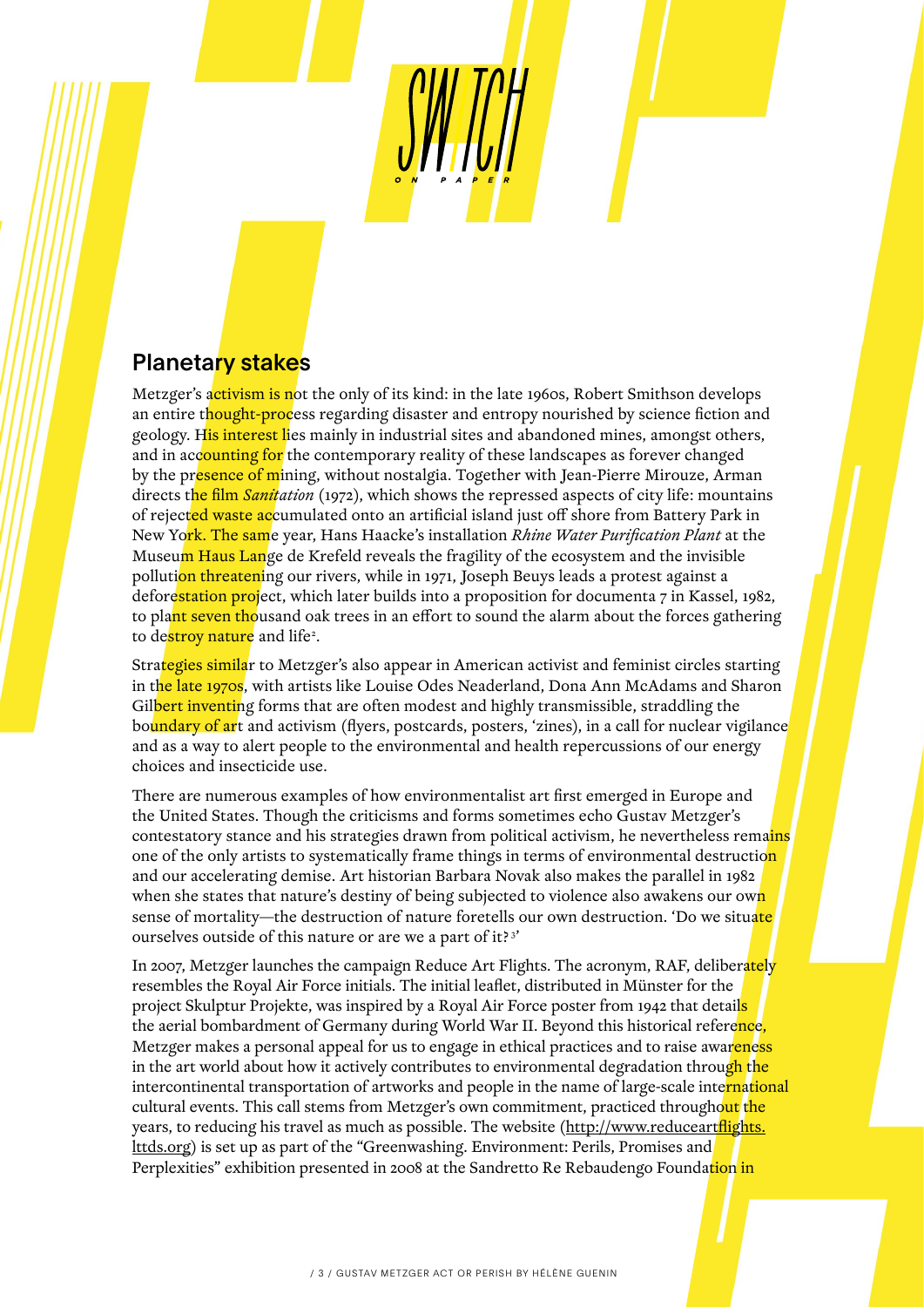## Planetary stakes

Metzger's activism is not the only of its kind: in the late 1960s, Robert Smithson develops an entire thought-process regarding disaster and entropy nourished by science fiction and geology. His interest lies mainly in industrial sites and abandoned mines, amongst others, and in accounting for the contemporary reality of these landscapes as forever changed by the presence of mining, without nostalgia. Together with Jean-Pierre Mirouze, Arman directs the film *Sanitation* (1972), which shows the repressed aspects of city life: mountains of rejected waste accumulated onto an artificial island just off shore from Battery Park in New York. The same year, Hans Haacke's installation *Rhine Water Purification Plant* at the Museum Haus Lange de Krefeld reveals the fragility of the ecosystem and the invisible pollution threatening our rivers, while in 1971, Joseph Beuys leads a protest against a deforestation project, which later builds into a proposition for documenta 7 in Kassel, 1982, to plant seven thousand oak trees in an effort to sound the alarm about the forces gathering to destroy nature and life[2].

Strategies similar to Metzger's also appear in American activist and feminist circles starting in the late 1970s, with artists like Louise Odes Neaderland, Dona Ann McAdams and Sharon Gilbert inventing forms that are often modest and highly transmissible, straddling the boundary of art and activism (flyers, postcards, posters, 'zines), in a call for nuclear vigilance and as a way to alert people to the environmental and health repercussions of our energy choices and insecticide use.

There are numerous examples of how environmentalist art first emerged in Europe and the United States. Though the criticisms and forms sometimes echo Gustav Metzger's contestatory stance and his strategies drawn from political activism, he nevertheless remains one of the only artists to systematically frame things in terms of environmental destruction and our accelerating demise. Art historian Barbara Novak also makes the parallel in 1982 when she states that nature's destiny of being subjected to violence also awakens our own sense of mortality—the destruction of nature foretells our own destruction. 'Do we situate ourselves outside of this nature or are we a part of it?[3]'

In 2007, Metzger launches the campaign Reduce Art Flights. The acronym, RAF, deliberately resembles the Royal Air Force initials. The initial leaflet, distributed in Münster for the project Skulptur Projekte, was inspired by a Royal Air Force poster from 1942 that details the aerial bombardment of Germany during World War II. Beyond this historical reference, Metzger makes a personal appeal for us to engage in ethical practices and to raise awareness in the art world about how it actively contributes to environmental degradation through the intercontinental transportation of artworks and people in the name of large-scale international cultural events. This call stems from Metzger's own commitment, practiced throughout the years, to reducing his travel as much as possible. The website (http://www.reduceartflights.lttds.org) is set up as part of the "Greenwashing. Environment: Perils, Promises and Perplexities" exhibition presented in 2008 at the Sandretto Re Rebaudengo Foundation in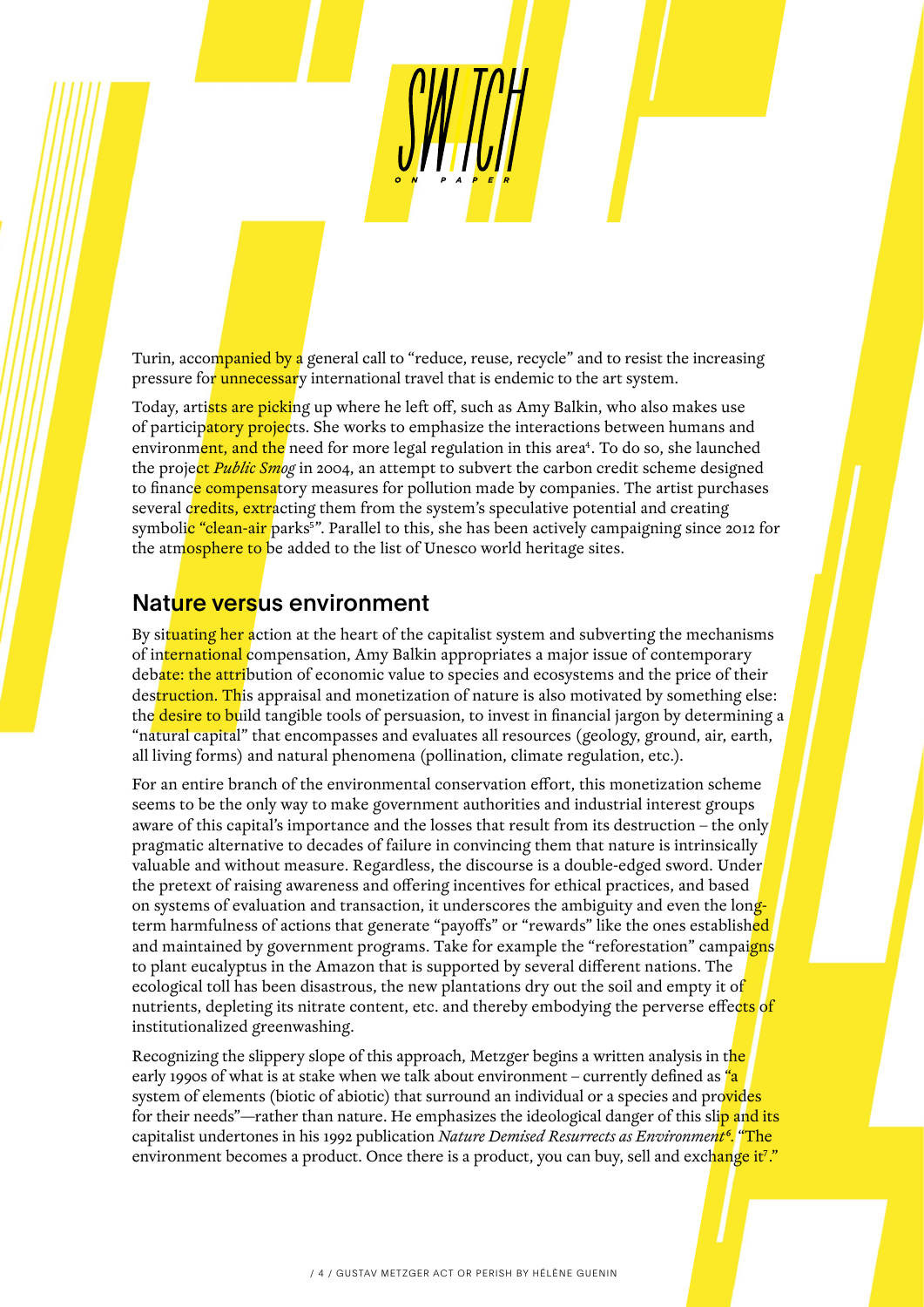Turin, accompanied by a general call to “reduce, reuse, recycle” and to resist the increasing pressure for unnecessary international travel that is endemic to the art system.

Today, artists are picking up where he left off, such as Amy Balkin, who also makes use of participatory projects. She works to emphasize the interactions between humans and environment, and the need for more legal regulation in this area[4]. To do so, she launched the project *Public Smog* in 2004, an attempt to subvert the carbon credit scheme designed to finance compensatory measures for pollution made by companies. The artist purchases several credits, extracting them from the system’s speculative potential and creating symbolic “clean-air parks[5]”. Parallel to this, she has been actively campaigning since 2012 for the atmosphere to be added to the list of Unesco world heritage sites.

## Nature versus environment

By situating her action at the heart of the capitalist system and subverting the mechanisms of international compensation, Amy Balkin appropriates a major issue of contemporary debate: the attribution of economic value to species and ecosystems and the price of their destruction. This appraisal and monetization of nature is also motivated by something else: the desire to build tangible tools of persuasion, to invest in financial jargon by determining a “natural capital” that encompasses and evaluates all resources (geology, ground, air, earth, all living forms) and natural phenomena (pollination, climate regulation, etc.).

For an entire branch of the environmental conservation effort, this monetization scheme seems to be the only way to make government authorities and industrial interest groups aware of this capital’s importance and the losses that result from its destruction – the only pragmatic alternative to decades of failure in convincing them that nature is intrinsically valuable and without measure. Regardless, the discourse is a double-edged sword. Under the pretext of raising awareness and offering incentives for ethical practices, and based on systems of evaluation and transaction, it underscores the ambiguity and even the long-term harmfulness of actions that generate “payoffs” or “rewards” like the ones established and maintained by government programs. Take for example the “reforestation” campaigns to plant eucalyptus in the Amazon that is supported by several different nations. The ecological toll has been disastrous, the new plantations dry out the soil and empty it of nutrients, depleting its nitrate content, etc. and thereby embodying the perverse effects of institutionalized greenwashing.

Recognizing the slippery slope of this approach, Metzger begins a written analysis in the early 1990s of what is at stake when we talk about environment – currently defined as “a system of elements (biotic of abiotic) that surround an individual or a species and provides for their needs”—rather than nature. He emphasizes the ideological danger of this slip and its capitalist undertones in his 1992 publication *Nature Demised Resurrects as Environment*[6]. “The environment becomes a product. Once there is a product, you can buy, sell and exchange it[7].”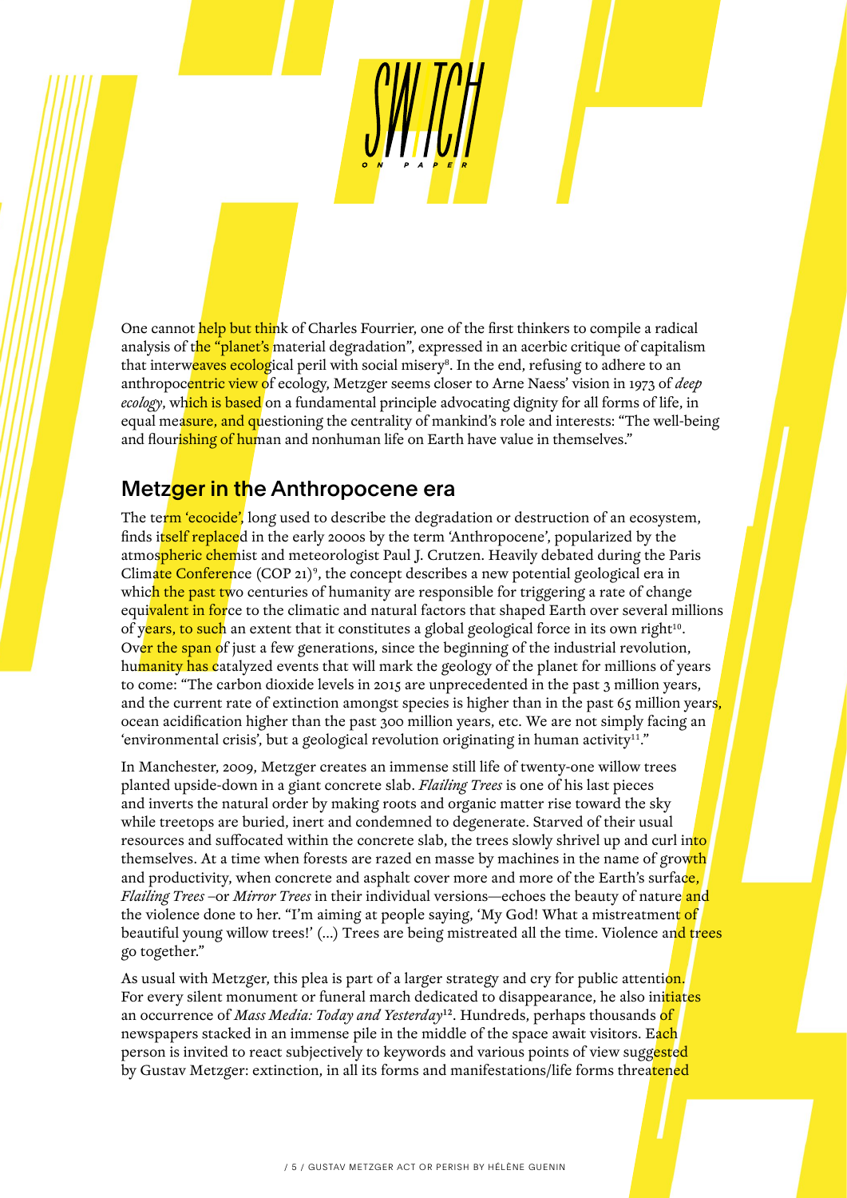One cannot help but think of Charles Fourrier, one of the first thinkers to compile a radical analysis of the "planet's material degradation", expressed in an acerbic critique of capitalism that interweaves ecological peril with social misery[8]. In the end, refusing to adhere to an anthropocentric view of ecology, Metzger seems closer to Arne Naess' vision in 1973 of *deep ecology*, which is based on a fundamental principle advocating dignity for all forms of life, in equal measure, and questioning the centrality of mankind's role and interests: "The well-being and flourishing of human and nonhuman life on Earth have value in themselves."

## Metzger in the Anthropocene era

The term 'ecocide', long used to describe the degradation or destruction of an ecosystem, finds itself replaced in the early 2000s by the term 'Anthropocene', popularized by the atmospheric chemist and meteorologist Paul J. Crutzen. Heavily debated during the Paris Climate Conference (COP 21)[9], the concept describes a new potential geological era in which the past two centuries of humanity are responsible for triggering a rate of change equivalent in force to the climatic and natural factors that shaped Earth over several millions of years, to such an extent that it constitutes a global geological force in its own right[10]. Over the span of just a few generations, since the beginning of the industrial revolution, humanity has catalyzed events that will mark the geology of the planet for millions of years to come: "The carbon dioxide levels in 2015 are unprecedented in the past 3 million years, and the current rate of extinction amongst species is higher than in the past 65 million years, ocean acidification higher than the past 300 million years, etc. We are not simply facing an 'environmental crisis', but a geological revolution originating in human activity[11]."

In Manchester, 2009, Metzger creates an immense still life of twenty-one willow trees planted upside-down in a giant concrete slab. *Flailing Trees* is one of his last pieces and inverts the natural order by making roots and organic matter rise toward the sky while treetops are buried, inert and condemned to degenerate. Starved of their usual resources and suffocated within the concrete slab, the trees slowly shrivel up and curl into themselves. At a time when forests are razed en masse by machines in the name of growth and productivity, when concrete and asphalt cover more and more of the Earth's surface, *Flailing Trees* –or *Mirror Trees* in their individual versions—echoes the beauty of nature and the violence done to her. "I'm aiming at people saying, 'My God! What a mistreatment of beautiful young willow trees!' (…) Trees are being mistreated all the time. Violence and trees go together."

As usual with Metzger, this plea is part of a larger strategy and cry for public attention. For every silent monument or funeral march dedicated to disappearance, he also initiates an occurrence of *Mass Media: Today and Yesterday*[12]. Hundreds, perhaps thousands of newspapers stacked in an immense pile in the middle of the space await visitors. Each person is invited to react subjectively to keywords and various points of view suggested by Gustav Metzger: extinction, in all its forms and manifestations/life forms threatened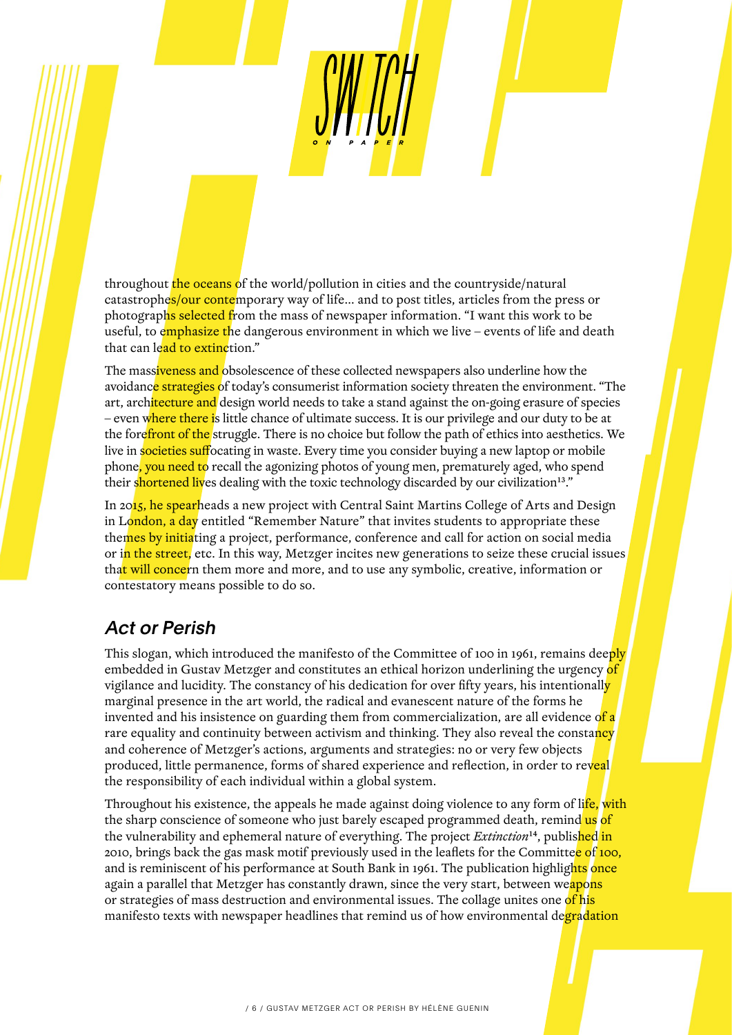throughout the oceans of the world/pollution in cities and the countryside/natural catastrophes/our contemporary way of life... and to post titles, articles from the press or photographs selected from the mass of newspaper information. "I want this work to be useful, to emphasize the dangerous environment in which we live – events of life and death that can lead to extinction."

The massiveness and obsolescence of these collected newspapers also underline how the avoidance strategies of today's consumerist information society threaten the environment. "The art, architecture and design world needs to take a stand against the on-going erasure of species – even where there is little chance of ultimate success. It is our privilege and our duty to be at the forefront of the struggle. There is no choice but follow the path of ethics into aesthetics. We live in societies suffocating in waste. Every time you consider buying a new laptop or mobile phone, you need to recall the agonizing photos of young men, prematurely aged, who spend their shortened lives dealing with the toxic technology discarded by our civilization[13]."

In 2015, he spearheads a new project with Central Saint Martins College of Arts and Design in London, a day entitled "Remember Nature" that invites students to appropriate these themes by initiating a project, performance, conference and call for action on social media or in the street, etc. In this way, Metzger incites new generations to seize these crucial issues that will concern them more and more, and to use any symbolic, creative, information or contestatory means possible to do so.

## *Act or Perish*

This slogan, which introduced the manifesto of the Committee of 100 in 1961, remains deeply embedded in Gustav Metzger and constitutes an ethical horizon underlining the urgency of vigilance and lucidity. The constancy of his dedication for over fifty years, his intentionally marginal presence in the art world, the radical and evanescent nature of the forms he invented and his insistence on guarding them from commercialization, are all evidence of a rare equality and continuity between activism and thinking. They also reveal the constancy and coherence of Metzger's actions, arguments and strategies: no or very few objects produced, little permanence, forms of shared experience and reflection, in order to reveal the responsibility of each individual within a global system.

Throughout his existence, the appeals he made against doing violence to any form of life, with the sharp conscience of someone who just barely escaped programmed death, remind us of the vulnerability and ephemeral nature of everything. The project *Extinction*[14], published in 2010, brings back the gas mask motif previously used in the leaflets for the Committee of 100, and is reminiscent of his performance at South Bank in 1961. The publication highlights once again a parallel that Metzger has constantly drawn, since the very start, between weapons or strategies of mass destruction and environmental issues. The collage unites one of his manifesto texts with newspaper headlines that remind us of how environmental degradation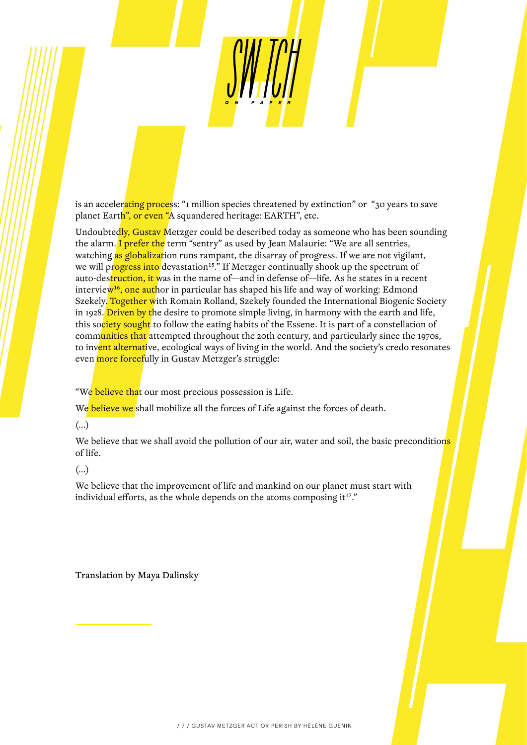is an accelerating process: "1 million species threatened by extinction" or "30 years to save planet Earth", or even "A squandered heritage: EARTH", etc.

Undoubtedly, Gustav Metzger could be described today as someone who has been sounding the alarm. I prefer the term "sentry" as used by Jean Malaurie: "We are all sentries, watching as globalization runs rampant, the disarray of progress. If we are not vigilant, we will progress into devastation[15]." If Metzger continually shook up the spectrum of auto-destruction, it was in the name of—and in defense of—life. As he states in a recent interview[16], one author in particular has shaped his life and way of working: Edmond Szekely. Together with Romain Rolland, Szekely founded the International Biogenic Society in 1928. Driven by the desire to promote simple living, in harmony with the earth and life, this society sought to follow the eating habits of the Essene. It is part of a constellation of communities that attempted throughout the 20th century, and particularly since the 1970s, to invent alternative, ecological ways of living in the world. And the society's credo resonates even more forcefully in Gustav Metzger's struggle:

"We believe that our most precious possession is Life.

We believe we shall mobilize all the forces of Life against the forces of death.

(...)

We believe that we shall avoid the pollution of our air, water and soil, the basic preconditions of life.

(...)

We believe that the improvement of life and mankind on our planet must start with individual efforts, as the whole depends on the atoms composing it[17]."

Translation by Maya Dalinsky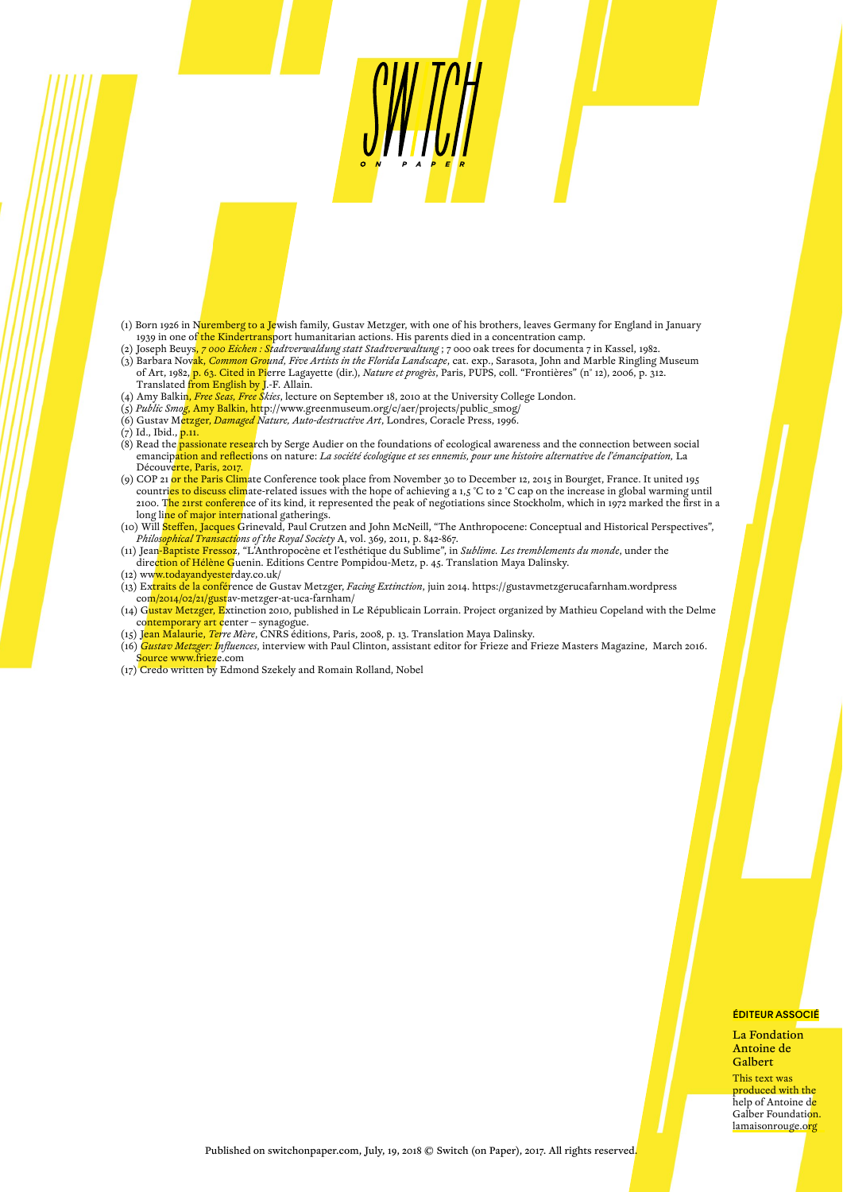(1) Born 1926 in Nuremberg to a Jewish family, Gustav Metzger, with one of his brothers, leaves Germany for England in January 1939 in one of the Kindertransport humanitarian actions. His parents died in a concentration camp.

(2) Joseph Beuys, *7 000 Eichen : Stadtverwaldung statt Stadtverwaltung* ; 7 000 oak trees for documenta 7 in Kassel, 1982.

(3) Barbara Novak, *Common Ground, Five Artists in the Florida Landscape*, cat. exp., Sarasota, John and Marble Ringling Museum of Art, 1982, p. 63. Cited in Pierre Lagayette (dir.), *Nature et progrès*, Paris, PUPS, coll. "Frontières" (n° 12), 2006, p. 312. Translated from English by J.-F. Allain.

(4) Amy Balkin, *Free Seas, Free Skies*, lecture on September 18, 2010 at the University College London.

(5) *Public Smog*, Amy Balkin, http://www.greenmuseum.org/c/aer/projects/public_smog/

(6) Gustav Metzger, *Damaged Nature, Auto-destructive Art*, Londres, Coracle Press, 1996.

(7) Id., Ibid., p.11.

(8) Read the passionate research by Serge Audier on the foundations of ecological awareness and the connection between social emancipation and reflections on nature: *La société écologique et ses ennemis, pour une histoire alternative de l'émancipation*, La Découverte, Paris, 2017.

(9) COP 21 or the Paris Climate Conference took place from November 30 to December 12, 2015 in Bourget, France. It united 195 countries to discuss climate-related issues with the hope of achieving a 1,5 °C to 2 °C cap on the increase in global warming until 2100. The 21rst conference of its kind, it represented the peak of negotiations since Stockholm, which in 1972 marked the first in a long line of major international gatherings.

(10) Will Steffen, Jacques Grinevald, Paul Crutzen and John McNeill, "The Anthropocene: Conceptual and Historical Perspectives", *Philosophical Transactions of the Royal Society* A, vol. 369, 2011, p. 842-867.

(11) Jean-Baptiste Fressoz, "L'Anthropocène et l'esthétique du Sublime", in *Sublime. Les tremblements du monde*, under the direction of Hélène Guenin. Editions Centre Pompidou-Metz, p. 45. Translation Maya Dalinsky.

(12) www.todayandyesterday.co.uk/

(13) Extraits de la conférence de Gustav Metzger, *Facing Extinction*, juin 2014. https://gustavmetzgerucafarnham.wordpress com/2014/02/21/gustav-metzger-at-uca-farnham/

(14) Gustav Metzger, Extinction 2010, published in Le Républicain Lorrain. Project organized by Mathieu Copeland with the Delme contemporary art center – synagogue.

(15) Jean Malaurie, *Terre Mère*, CNRS éditions, Paris, 2008, p. 13. Translation Maya Dalinsky.

(16) *Gustav Metzger: Influences*, interview with Paul Clinton, assistant editor for Frieze and Frieze Masters Magazine, March 2016. Source www.frieze.com

(17) Credo written by Edmond Szekely and Romain Rolland, Nobel

**ÉDITEUR ASSOCIÉ**

La Fondation Antoine de Galbert

This text was produced with the help of Antoine de Galber Foundation. lamaisonrouge.org

Published on switchonpaper.com, July, 19, 2018 © Switch (on Paper), 2017. All rights reserved.